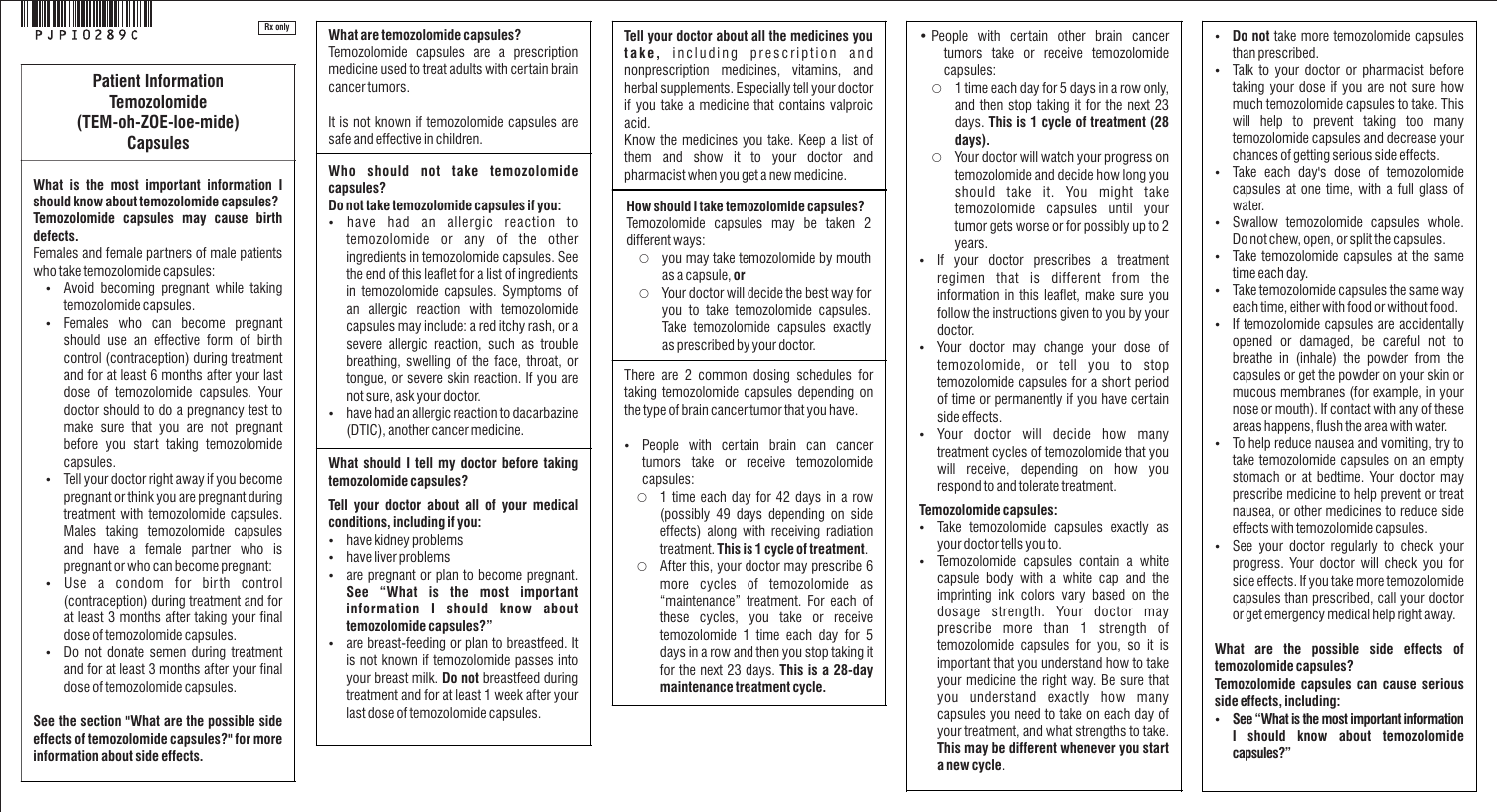PJPI0289C

Rx only

# Patient Information
# Temozolomide
# (TEM-oh-ZOE-loe-mide)
# Capsules

**What is the most important information I should know about temozolomide capsules?**
**Temozolomide capsules may cause birth defects.**

Females and female partners of male patients who take temozolomide capsules:

- Avoid becoming pregnant while taking temozolomide capsules.
- Females who can become pregnant should use an effective form of birth control (contraception) during treatment and for at least 6 months after your last dose of temozolomide capsules. Your doctor should to do a pregnancy test to make sure that you are not pregnant before you start taking temozolomide capsules.
- Tell your doctor right away if you become pregnant or think you are pregnant during treatment with temozolomide capsules. Males taking temozolomide capsules and have a female partner who is pregnant or who can become pregnant:
- Use a condom for birth control (contraception) during treatment and for at least 3 months after taking your final dose of temozolomide capsules.
- Do not donate semen during treatment and for at least 3 months after your final dose of temozolomide capsules.

**See the section "What are the possible side effects of temozolomide capsules?" for more information about side effects.**

**What are temozolomide capsules?**
Temozolomide capsules are a prescription medicine used to treat adults with certain brain cancer tumors.

It is not known if temozolomide capsules are safe and effective in children.

**Who should not take temozolomide capsules?**
**Do not take temozolomide capsules if you:**

- have had an allergic reaction to temozolomide or any of the other ingredients in temozolomide capsules. See the end of this leaflet for a list of ingredients in temozolomide capsules. Symptoms of an allergic reaction with temozolomide capsules may include: a red itchy rash, or a severe allergic reaction, such as trouble breathing, swelling of the face, throat, or tongue, or severe skin reaction. If you are not sure, ask your doctor.
- have had an allergic reaction to dacarbazine (DTIC), another cancer medicine.

**What should I tell my doctor before taking temozolomide capsules?**

**Tell your doctor about all of your medical conditions, including if you:**

- have kidney problems
- have liver problems
- are pregnant or plan to become pregnant. **See "What is the most important information I should know about temozolomide capsules?"**
- are breast-feeding or plan to breastfeed. It is not known if temozolomide passes into your breast milk. **Do not** breastfeed during treatment and for at least 1 week after your last dose of temozolomide capsules.

**Tell your doctor about all the medicines you take,** including prescription and nonprescription medicines, vitamins, and herbal supplements. Especially tell your doctor if you take a medicine that contains valproic acid.
Know the medicines you take. Keep a list of them and show it to your doctor and pharmacist when you get a new medicine.

**How should I take temozolomide capsules?**
Temozolomide capsules may be taken 2 different ways:

- you may take temozolomide by mouth as a capsule, **or**
- Your doctor will decide the best way for you to take temozolomide capsules. Take temozolomide capsules exactly as prescribed by your doctor.

There are 2 common dosing schedules for taking temozolomide capsules depending on the type of brain cancer tumor that you have.

- People with certain brain can cancer tumors take or receive temozolomide capsules:
  - 1 time each day for 42 days in a row (possibly 49 days depending on side effects) along with receiving radiation treatment. **This is 1 cycle of treatment**.
  - After this, your doctor may prescribe 6 more cycles of temozolomide as "maintenance" treatment. For each of these cycles, you take or receive temozolomide 1 time each day for 5 days in a row and then you stop taking it for the next 23 days. **This is a 28-day maintenance treatment cycle.**
- People with certain other brain cancer tumors take or receive temozolomide capsules:
  - 1 time each day for 5 days in a row only, and then stop taking it for the next 23 days. **This is 1 cycle of treatment (28 days).**
  - Your doctor will watch your progress on temozolomide and decide how long you should take it. You might take temozolomide capsules until your tumor gets worse or for possibly up to 2 years.
- If your doctor prescribes a treatment regimen that is different from the information in this leaflet, make sure you follow the instructions given to you by your doctor.
- Your doctor may change your dose of temozolomide, or tell you to stop temozolomide capsules for a short period of time or permanently if you have certain side effects.
- Your doctor will decide how many treatment cycles of temozolomide that you will receive, depending on how you respond to and tolerate treatment.

**Temozolomide capsules:**

- Take temozolomide capsules exactly as your doctor tells you to.
- Temozolomide capsules contain a white capsule body with a white cap and the imprinting ink colors vary based on the dosage strength. Your doctor may prescribe more than 1 strength of temozolomide capsules for you, so it is important that you understand how to take your medicine the right way. Be sure that you understand exactly how many capsules you need to take on each day of your treatment, and what strengths to take. **This may be different whenever you start a new cycle**.
- **Do not** take more temozolomide capsules than prescribed.
- Talk to your doctor or pharmacist before taking your dose if you are not sure how much temozolomide capsules to take. This will help to prevent taking too many temozolomide capsules and decrease your chances of getting serious side effects.
- Take each day's dose of temozolomide capsules at one time, with a full glass of water.
- Swallow temozolomide capsules whole. Do not chew, open, or split the capsules.
- Take temozolomide capsules at the same time each day.
- Take temozolomide capsules the same way each time, either with food or without food.
- If temozolomide capsules are accidentally opened or damaged, be careful not to breathe in (inhale) the powder from the capsules or get the powder on your skin or mucous membranes (for example, in your nose or mouth). If contact with any of these areas happens, flush the area with water.
- To help reduce nausea and vomiting, try to take temozolomide capsules on an empty stomach or at bedtime. Your doctor may prescribe medicine to help prevent or treat nausea, or other medicines to reduce side effects with temozolomide capsules.
- See your doctor regularly to check your progress. Your doctor will check you for side effects. If you take more temozolomide capsules than prescribed, call your doctor or get emergency medical help right away.

**What are the possible side effects of temozolomide capsules?**
**Temozolomide capsules can cause serious side effects, including:**

- **See "What is the most important information I should know about temozolomide capsules?"**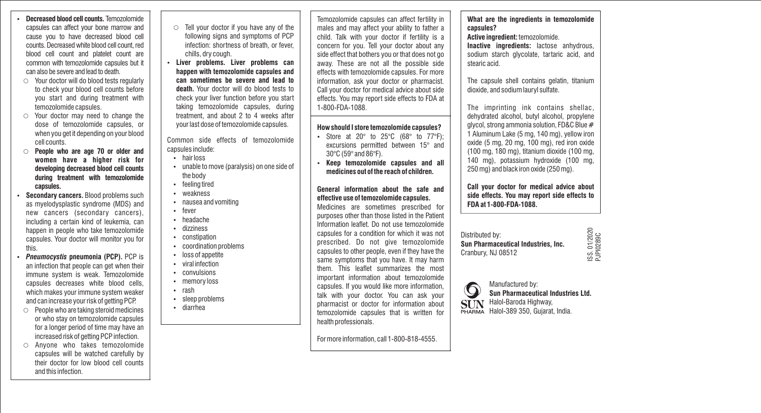- **Decreased blood cell counts.** Temozolomide capsules can affect your bone marrow and cause you to have decreased blood cell counts. Decreased white blood cell count, red blood cell count and platelet count are common with temozolomide capsules but it can also be severe and lead to death.
  - Your doctor will do blood tests regularly to check your blood cell counts before you start and during treatment with temozolomide capsules.
  - Your doctor may need to change the dose of temozolomide capsules, or when you get it depending on your blood cell counts.
  - **People who are age 70 or older and women have a higher risk for developing decreased blood cell counts during treatment with temozolomide capsules.**
- **Secondary cancers.** Blood problems such as myelodysplastic syndrome (MDS) and new cancers (secondary cancers), including a certain kind of leukemia, can happen in people who take temozolomide capsules. Your doctor will monitor you for this.
- ***Pneumocystis* pneumonia (PCP).** PCP is an infection that people can get when their immune system is weak. Temozolomide capsules decreases white blood cells, which makes your immune system weaker and can increase your risk of getting PCP.
  - People who are taking steroid medicines or who stay on temozolomide capsules for a longer period of time may have an increased risk of getting PCP infection.
  - Anyone who takes temozolomide capsules will be watched carefully by their doctor for low blood cell counts and this infection.
  - Tell your doctor if you have any of the following signs and symptoms of PCP infection: shortness of breath, or fever, chills, dry cough.
- **Liver problems. Liver problems can happen with temozolomide capsules and can sometimes be severe and lead to death.** Your doctor will do blood tests to check your liver function before you start taking temozolomide capsules, during treatment, and about 2 to 4 weeks after your last dose of temozolomide capsules.

Common side effects of temozolomide capsules include:

- hair loss
- unable to move (paralysis) on one side of the body
- feeling tired
- weakness
- nausea and vomiting
- fever
- headache
- dizziness
- constipation
- coordination problems
- loss of appetite
- viral infection
- convulsions
- memory loss
- rash
- sleep problems
- diarrhea

Temozolomide capsules can affect fertility in males and may affect your ability to father a child. Talk with your doctor if fertility is a concern for you. Tell your doctor about any side effect that bothers you or that does not go away. These are not all the possible side effects with temozolomide capsules. For more information, ask your doctor or pharmacist. Call your doctor for medical advice about side effects. You may report side effects to FDA at 1-800-FDA-1088.

**How should I store temozolomide capsules?**

- Store at 20° to 25°C (68° to 77°F); excursions permitted between 15° and 30°C (59° and 86°F).
- **Keep temozolomide capsules and all medicines out of the reach of children.**

**General information about the safe and effective use of temozolomide capsules.**

Medicines are sometimes prescribed for purposes other than those listed in the Patient Information leaflet. Do not use temozolomide capsules for a condition for which it was not prescribed. Do not give temozolomide capsules to other people, even if they have the same symptoms that you have. It may harm them. This leaflet summarizes the most important information about temozolomide capsules. If you would like more information, talk with your doctor. You can ask your pharmacist or doctor for information about temozolomide capsules that is written for health professionals.

For more information, call 1-800-818-4555.

**What are the ingredients in temozolomide capsules?**

**Active ingredient:** temozolomide.

**Inactive ingredients:** lactose anhydrous, sodium starch glycolate, tartaric acid, and stearic acid.

The capsule shell contains gelatin, titanium dioxide, and sodium lauryl sulfate.

The imprinting ink contains shellac, dehydrated alcohol, butyl alcohol, propylene glycol, strong ammonia solution, FD&C Blue # 1 Aluminum Lake (5 mg, 140 mg), yellow iron oxide (5 mg, 20 mg, 100 mg), red iron oxide (100 mg, 180 mg), titanium dioxide (100 mg, 140 mg), potassium hydroxide (100 mg, 250 mg) and black iron oxide (250 mg).

**Call your doctor for medical advice about side effects. You may report side effects to FDA at 1-800-FDA-1088.**

Distributed by:
**Sun Pharmaceutical Industries, Inc.**
Cranbury, NJ 08512

ISS. 01/2020
PJPI0289C

Manufactured by:
**Sun Pharmaceutical Industries Ltd.**
Halol-Baroda Highway,
Halol-389 350, Gujarat, India.